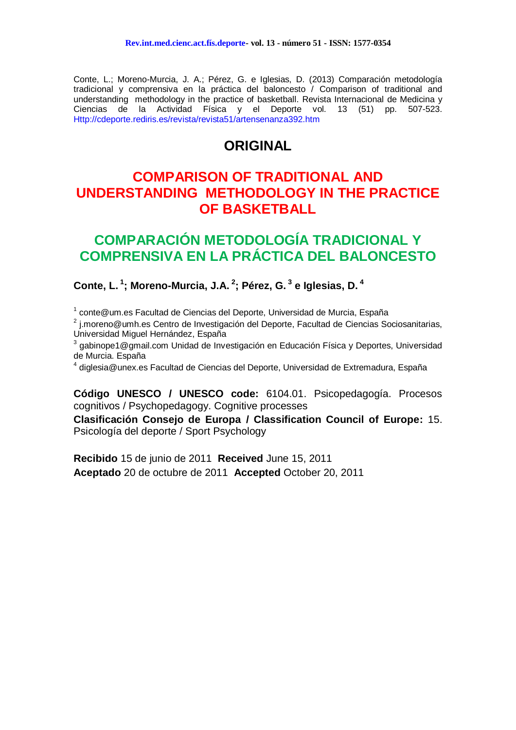Conte, L.; Moreno-Murcia, J. A.; Pérez, G. e Iglesias, D. (2013) Comparación metodología tradicional y comprensiva en la práctica del baloncesto / Comparison of traditional and understanding methodology in the practice of basketball. Revista Internacional de Medicina y Ciencias de la Actividad Física y el Deporte vol. 13 (51) pp. 507-523. Http://cdeporte.rediris.es/revista/revista51/artensenanza392.htm

# ORIGINAL

# COMPARISON OF TRADITIONAL AND UNDERSTANDING METHODOLOGY IN THE PRACTICE OF BASKETBALL

# COMPARACIÓN METODOLOGÍA TRADICIONAL Y COMPRENSIVA EN LA PRÁCTICA DEL BALONCESTO

**Conte, L.[1]; Moreno-Murcia, J.A.[2]; Pérez, G.[3] e Iglesias, D.[4]**

[1] conte@um.es Facultad de Ciencias del Deporte, Universidad de Murcia, España

[2] j.moreno@umh.es Centro de Investigación del Deporte, Facultad de Ciencias Sociosanitarias, Universidad Miguel Hernández, España

[3] gabinope1@gmail.com Unidad de Investigación en Educación Física y Deportes, Universidad de Murcia. España

[4] diglesia@unex.es Facultad de Ciencias del Deporte, Universidad de Extremadura, España

**Código UNESCO / UNESCO code:** 6104.01. Psicopedagogía. Procesos cognitivos / Psychopedagogy. Cognitive processes

**Clasificación Consejo de Europa / Classification Council of Europe:** 15. Psicología del deporte / Sport Psychology

**Recibido** 15 de junio de 2011 **Received** June 15, 2011

**Aceptado** 20 de octubre de 2011 **Accepted** October 20, 2011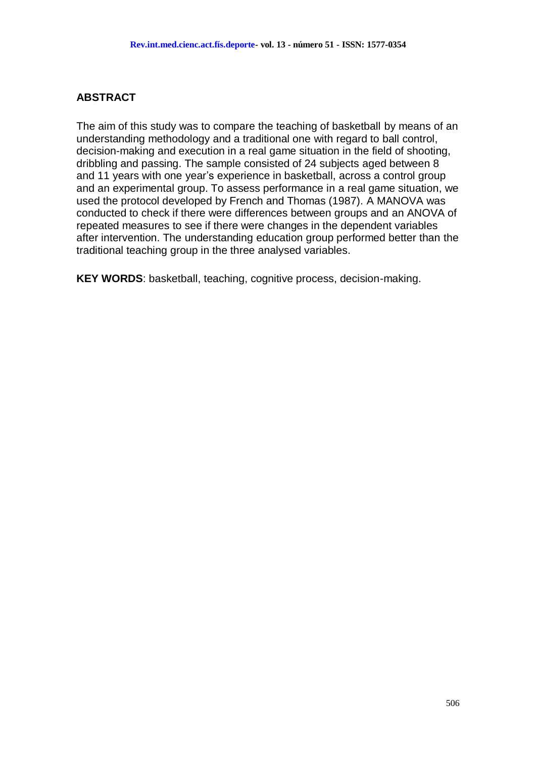## ABSTRACT

The aim of this study was to compare the teaching of basketball by means of an understanding methodology and a traditional one with regard to ball control, decision-making and execution in a real game situation in the field of shooting, dribbling and passing. The sample consisted of 24 subjects aged between 8 and 11 years with one year's experience in basketball, across a control group and an experimental group. To assess performance in a real game situation, we used the protocol developed by French and Thomas (1987). A MANOVA was conducted to check if there were differences between groups and an ANOVA of repeated measures to see if there were changes in the dependent variables after intervention. The understanding education group performed better than the traditional teaching group in the three analysed variables.

**KEY WORDS**: basketball, teaching, cognitive process, decision-making.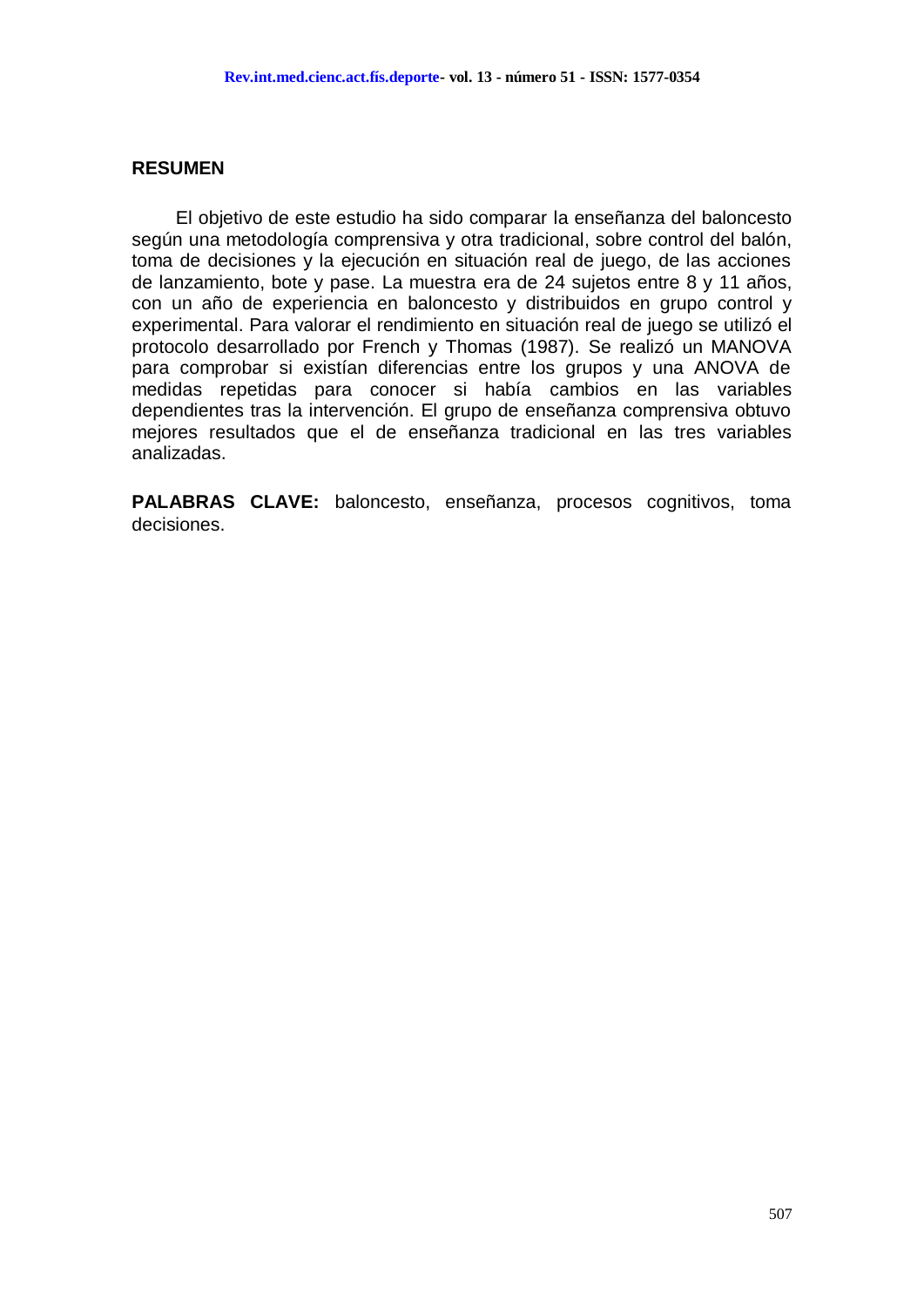## RESUMEN

El objetivo de este estudio ha sido comparar la enseñanza del baloncesto según una metodología comprensiva y otra tradicional, sobre control del balón, toma de decisiones y la ejecución en situación real de juego, de las acciones de lanzamiento, bote y pase. La muestra era de 24 sujetos entre 8 y 11 años, con un año de experiencia en baloncesto y distribuidos en grupo control y experimental. Para valorar el rendimiento en situación real de juego se utilizó el protocolo desarrollado por French y Thomas (1987). Se realizó un MANOVA para comprobar si existían diferencias entre los grupos y una ANOVA de medidas repetidas para conocer si había cambios en las variables dependientes tras la intervención. El grupo de enseñanza comprensiva obtuvo mejores resultados que el de enseñanza tradicional en las tres variables analizadas.

**PALABRAS CLAVE:** baloncesto, enseñanza, procesos cognitivos, toma decisiones.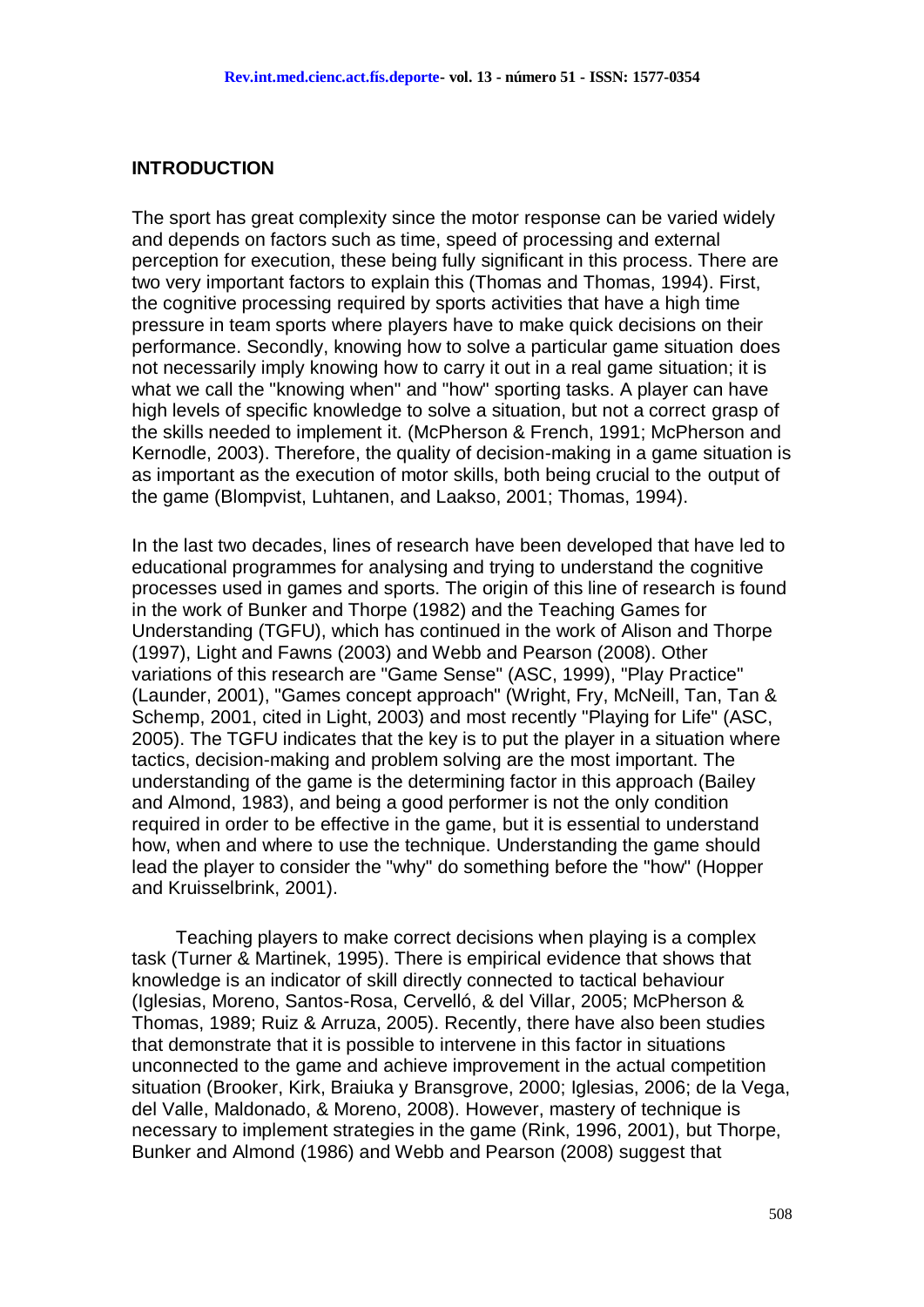## INTRODUCTION

The sport has great complexity since the motor response can be varied widely and depends on factors such as time, speed of processing and external perception for execution, these being fully significant in this process. There are two very important factors to explain this (Thomas and Thomas, 1994). First, the cognitive processing required by sports activities that have a high time pressure in team sports where players have to make quick decisions on their performance. Secondly, knowing how to solve a particular game situation does not necessarily imply knowing how to carry it out in a real game situation; it is what we call the "knowing when" and "how" sporting tasks. A player can have high levels of specific knowledge to solve a situation, but not a correct grasp of the skills needed to implement it. (McPherson & French, 1991; McPherson and Kernodle, 2003). Therefore, the quality of decision-making in a game situation is as important as the execution of motor skills, both being crucial to the output of the game (Blompvist, Luhtanen, and Laakso, 2001; Thomas, 1994).

In the last two decades, lines of research have been developed that have led to educational programmes for analysing and trying to understand the cognitive processes used in games and sports. The origin of this line of research is found in the work of Bunker and Thorpe (1982) and the Teaching Games for Understanding (TGFU), which has continued in the work of Alison and Thorpe (1997), Light and Fawns (2003) and Webb and Pearson (2008). Other variations of this research are "Game Sense" (ASC, 1999), "Play Practice" (Launder, 2001), "Games concept approach" (Wright, Fry, McNeill, Tan, Tan & Schemp, 2001, cited in Light, 2003) and most recently "Playing for Life" (ASC, 2005). The TGFU indicates that the key is to put the player in a situation where tactics, decision-making and problem solving are the most important. The understanding of the game is the determining factor in this approach (Bailey and Almond, 1983), and being a good performer is not the only condition required in order to be effective in the game, but it is essential to understand how, when and where to use the technique. Understanding the game should lead the player to consider the "why" do something before the "how" (Hopper and Kruisselbrink, 2001).

Teaching players to make correct decisions when playing is a complex task (Turner & Martinek, 1995). There is empirical evidence that shows that knowledge is an indicator of skill directly connected to tactical behaviour (Iglesias, Moreno, Santos-Rosa, Cervelló, & del Villar, 2005; McPherson & Thomas, 1989; Ruiz & Arruza, 2005). Recently, there have also been studies that demonstrate that it is possible to intervene in this factor in situations unconnected to the game and achieve improvement in the actual competition situation (Brooker, Kirk, Braiuka y Bransgrove, 2000; Iglesias, 2006; de la Vega, del Valle, Maldonado, & Moreno, 2008). However, mastery of technique is necessary to implement strategies in the game (Rink, 1996, 2001), but Thorpe, Bunker and Almond (1986) and Webb and Pearson (2008) suggest that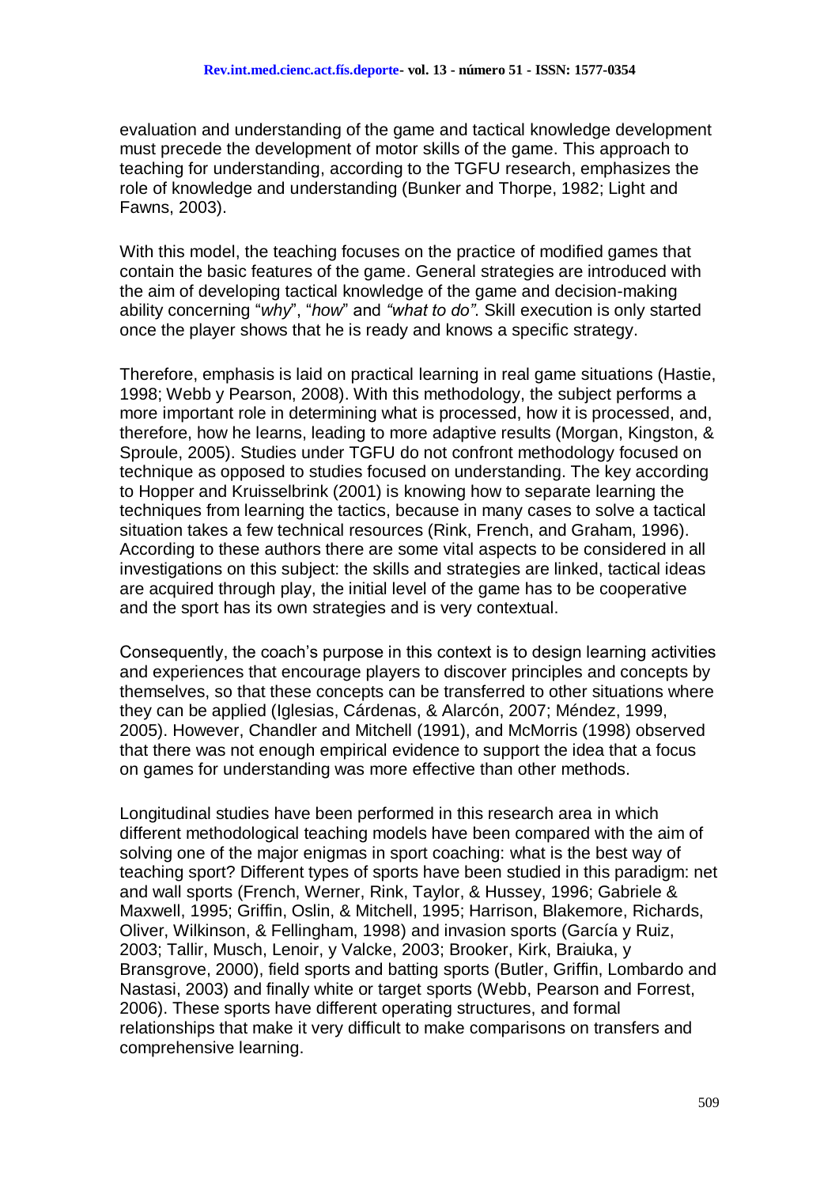evaluation and understanding of the game and tactical knowledge development must precede the development of motor skills of the game. This approach to teaching for understanding, according to the TGFU research, emphasizes the role of knowledge and understanding (Bunker and Thorpe, 1982; Light and Fawns, 2003).

With this model, the teaching focuses on the practice of modified games that contain the basic features of the game. General strategies are introduced with the aim of developing tactical knowledge of the game and decision-making ability concerning "*why*", "*how*" and *"what to do"*. Skill execution is only started once the player shows that he is ready and knows a specific strategy.

Therefore, emphasis is laid on practical learning in real game situations (Hastie, 1998; Webb y Pearson, 2008). With this methodology, the subject performs a more important role in determining what is processed, how it is processed, and, therefore, how he learns, leading to more adaptive results (Morgan, Kingston, & Sproule, 2005). Studies under TGFU do not confront methodology focused on technique as opposed to studies focused on understanding. The key according to Hopper and Kruisselbrink (2001) is knowing how to separate learning the techniques from learning the tactics, because in many cases to solve a tactical situation takes a few technical resources (Rink, French, and Graham, 1996). According to these authors there are some vital aspects to be considered in all investigations on this subject: the skills and strategies are linked, tactical ideas are acquired through play, the initial level of the game has to be cooperative and the sport has its own strategies and is very contextual.

Consequently, the coach's purpose in this context is to design learning activities and experiences that encourage players to discover principles and concepts by themselves, so that these concepts can be transferred to other situations where they can be applied (Iglesias, Cárdenas, & Alarcón, 2007; Méndez, 1999, 2005). However, Chandler and Mitchell (1991), and McMorris (1998) observed that there was not enough empirical evidence to support the idea that a focus on games for understanding was more effective than other methods.

Longitudinal studies have been performed in this research area in which different methodological teaching models have been compared with the aim of solving one of the major enigmas in sport coaching: what is the best way of teaching sport? Different types of sports have been studied in this paradigm: net and wall sports (French, Werner, Rink, Taylor, & Hussey, 1996; Gabriele & Maxwell, 1995; Griffin, Oslin, & Mitchell, 1995; Harrison, Blakemore, Richards, Oliver, Wilkinson, & Fellingham, 1998) and invasion sports (García y Ruiz, 2003; Tallir, Musch, Lenoir, y Valcke, 2003; Brooker, Kirk, Braiuka, y Bransgrove, 2000), field sports and batting sports (Butler, Griffin, Lombardo and Nastasi, 2003) and finally white or target sports (Webb, Pearson and Forrest, 2006). These sports have different operating structures, and formal relationships that make it very difficult to make comparisons on transfers and comprehensive learning.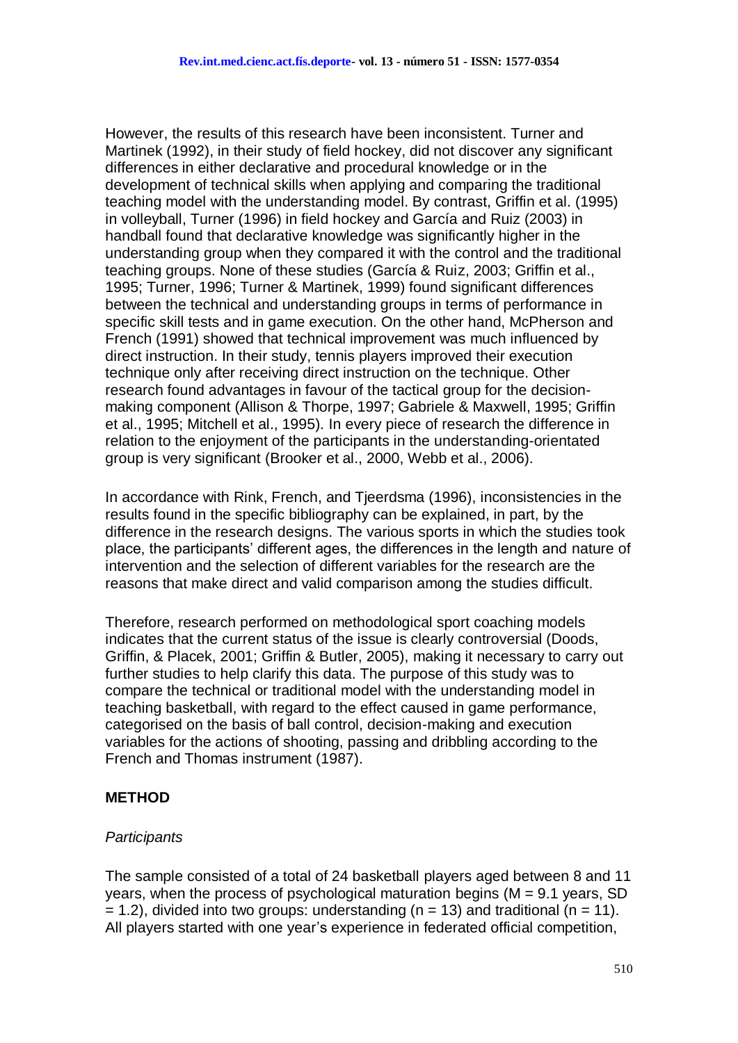However, the results of this research have been inconsistent. Turner and Martinek (1992), in their study of field hockey, did not discover any significant differences in either declarative and procedural knowledge or in the development of technical skills when applying and comparing the traditional teaching model with the understanding model. By contrast, Griffin et al. (1995) in volleyball, Turner (1996) in field hockey and García and Ruiz (2003) in handball found that declarative knowledge was significantly higher in the understanding group when they compared it with the control and the traditional teaching groups. None of these studies (García & Ruiz, 2003; Griffin et al., 1995; Turner, 1996; Turner & Martinek, 1999) found significant differences between the technical and understanding groups in terms of performance in specific skill tests and in game execution. On the other hand, McPherson and French (1991) showed that technical improvement was much influenced by direct instruction. In their study, tennis players improved their execution technique only after receiving direct instruction on the technique. Other research found advantages in favour of the tactical group for the decision-making component (Allison & Thorpe, 1997; Gabriele & Maxwell, 1995; Griffin et al., 1995; Mitchell et al., 1995). In every piece of research the difference in relation to the enjoyment of the participants in the understanding-orientated group is very significant (Brooker et al., 2000, Webb et al., 2006).

In accordance with Rink, French, and Tjeerdsma (1996), inconsistencies in the results found in the specific bibliography can be explained, in part, by the difference in the research designs. The various sports in which the studies took place, the participants' different ages, the differences in the length and nature of intervention and the selection of different variables for the research are the reasons that make direct and valid comparison among the studies difficult.

Therefore, research performed on methodological sport coaching models indicates that the current status of the issue is clearly controversial (Doods, Griffin, & Placek, 2001; Griffin & Butler, 2005), making it necessary to carry out further studies to help clarify this data. The purpose of this study was to compare the technical or traditional model with the understanding model in teaching basketball, with regard to the effect caused in game performance, categorised on the basis of ball control, decision-making and execution variables for the actions of shooting, passing and dribbling according to the French and Thomas instrument (1987).

## METHOD

### *Participants*

The sample consisted of a total of 24 basketball players aged between 8 and 11 years, when the process of psychological maturation begins ($M = 9.1$ years, $SD = 1.2$), divided into two groups: understanding ($n = 13$) and traditional ($n = 11$). All players started with one year's experience in federated official competition,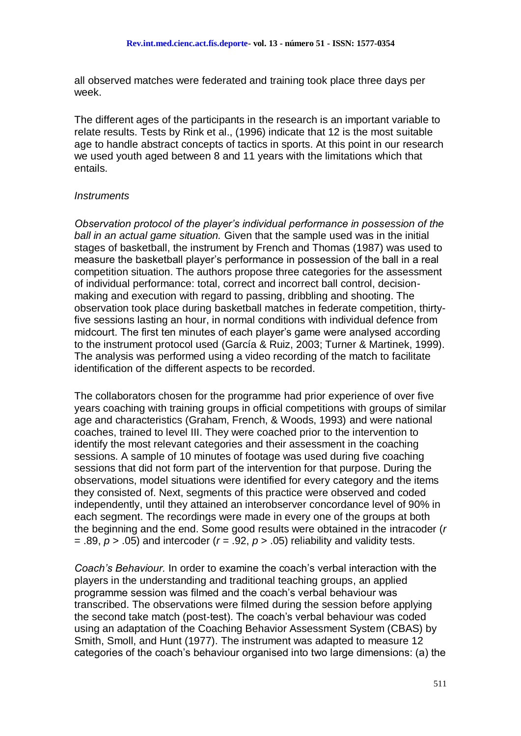all observed matches were federated and training took place three days per week.

The different ages of the participants in the research is an important variable to relate results. Tests by Rink et al., (1996) indicate that 12 is the most suitable age to handle abstract concepts of tactics in sports. At this point in our research we used youth aged between 8 and 11 years with the limitations which that entails.

*Instruments*

*Observation protocol of the player's individual performance in possession of the ball in an actual game situation.* Given that the sample used was in the initial stages of basketball, the instrument by French and Thomas (1987) was used to measure the basketball player's performance in possession of the ball in a real competition situation. The authors propose three categories for the assessment of individual performance: total, correct and incorrect ball control, decision-making and execution with regard to passing, dribbling and shooting. The observation took place during basketball matches in federate competition, thirty-five sessions lasting an hour, in normal conditions with individual defence from midcourt. The first ten minutes of each player's game were analysed according to the instrument protocol used (García & Ruiz, 2003; Turner & Martinek, 1999). The analysis was performed using a video recording of the match to facilitate identification of the different aspects to be recorded.

The collaborators chosen for the programme had prior experience of over five years coaching with training groups in official competitions with groups of similar age and characteristics (Graham, French, & Woods, 1993) and were national coaches, trained to level III. They were coached prior to the intervention to identify the most relevant categories and their assessment in the coaching sessions. A sample of 10 minutes of footage was used during five coaching sessions that did not form part of the intervention for that purpose. During the observations, model situations were identified for every category and the items they consisted of. Next, segments of this practice were observed and coded independently, until they attained an interobserver concordance level of 90% in each segment. The recordings were made in every one of the groups at both the beginning and the end. Some good results were obtained in the intracoder ($r = .89$, $p > .05$) and intercoder ($r = .92$, $p > .05$) reliability and validity tests.

*Coach's Behaviour.* In order to examine the coach's verbal interaction with the players in the understanding and traditional teaching groups, an applied programme session was filmed and the coach's verbal behaviour was transcribed. The observations were filmed during the session before applying the second take match (post-test). The coach's verbal behaviour was coded using an adaptation of the Coaching Behavior Assessment System (CBAS) by Smith, Smoll, and Hunt (1977). The instrument was adapted to measure 12 categories of the coach's behaviour organised into two large dimensions: (a) the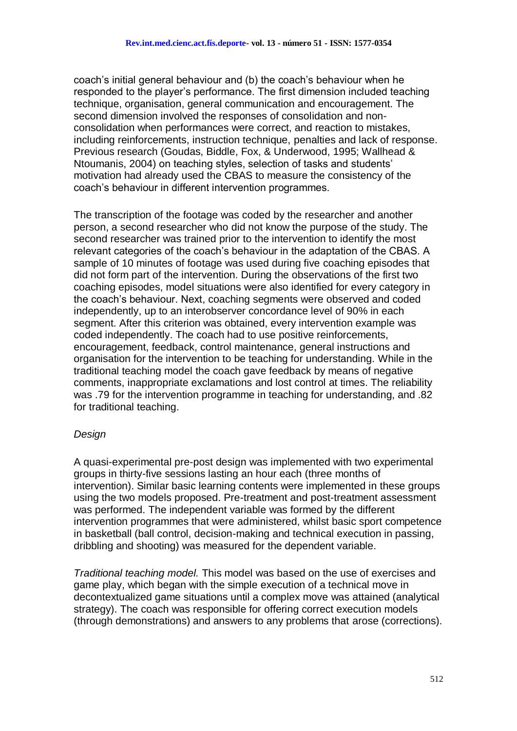coach's initial general behaviour and (b) the coach's behaviour when he responded to the player's performance. The first dimension included teaching technique, organisation, general communication and encouragement. The second dimension involved the responses of consolidation and non-consolidation when performances were correct, and reaction to mistakes, including reinforcements, instruction technique, penalties and lack of response. Previous research (Goudas, Biddle, Fox, & Underwood, 1995; Wallhead & Ntoumanis, 2004) on teaching styles, selection of tasks and students' motivation had already used the CBAS to measure the consistency of the coach's behaviour in different intervention programmes.

The transcription of the footage was coded by the researcher and another person, a second researcher who did not know the purpose of the study. The second researcher was trained prior to the intervention to identify the most relevant categories of the coach's behaviour in the adaptation of the CBAS. A sample of 10 minutes of footage was used during five coaching episodes that did not form part of the intervention. During the observations of the first two coaching episodes, model situations were also identified for every category in the coach's behaviour. Next, coaching segments were observed and coded independently, up to an interobserver concordance level of 90% in each segment. After this criterion was obtained, every intervention example was coded independently. The coach had to use positive reinforcements, encouragement, feedback, control maintenance, general instructions and organisation for the intervention to be teaching for understanding. While in the traditional teaching model the coach gave feedback by means of negative comments, inappropriate exclamations and lost control at times. The reliability was .79 for the intervention programme in teaching for understanding, and .82 for traditional teaching.

*Design*

A quasi-experimental pre-post design was implemented with two experimental groups in thirty-five sessions lasting an hour each (three months of intervention). Similar basic learning contents were implemented in these groups using the two models proposed. Pre-treatment and post-treatment assessment was performed. The independent variable was formed by the different intervention programmes that were administered, whilst basic sport competence in basketball (ball control, decision-making and technical execution in passing, dribbling and shooting) was measured for the dependent variable.

*Traditional teaching model.* This model was based on the use of exercises and game play, which began with the simple execution of a technical move in decontextualized game situations until a complex move was attained (analytical strategy). The coach was responsible for offering correct execution models (through demonstrations) and answers to any problems that arose (corrections).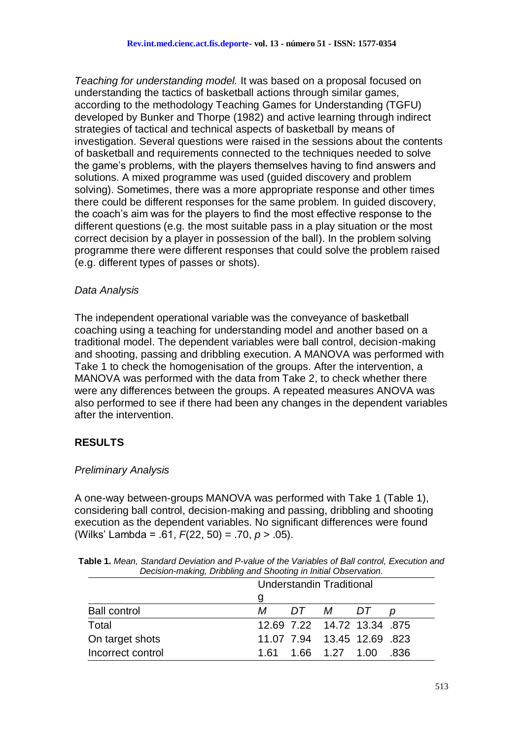*Teaching for understanding model.* It was based on a proposal focused on understanding the tactics of basketball actions through similar games, according to the methodology Teaching Games for Understanding (TGFU) developed by Bunker and Thorpe (1982) and active learning through indirect strategies of tactical and technical aspects of basketball by means of investigation. Several questions were raised in the sessions about the contents of basketball and requirements connected to the techniques needed to solve the game's problems, with the players themselves having to find answers and solutions. A mixed programme was used (guided discovery and problem solving). Sometimes, there was a more appropriate response and other times there could be different responses for the same problem. In guided discovery, the coach's aim was for the players to find the most effective response to the different questions (e.g. the most suitable pass in a play situation or the most correct decision by a player in possession of the ball). In the problem solving programme there were different responses that could solve the problem raised (e.g. different types of passes or shots).

### *Data Analysis*

The independent operational variable was the conveyance of basketball coaching using a teaching for understanding model and another based on a traditional model. The dependent variables were ball control, decision-making and shooting, passing and dribbling execution. A MANOVA was performed with Take 1 to check the homogenisation of the groups. After the intervention, a MANOVA was performed with the data from Take 2, to check whether there were any differences between the groups. A repeated measures ANOVA was also performed to see if there had been any changes in the dependent variables after the intervention.

## RESULTS

### *Preliminary Analysis*

A one-way between-groups MANOVA was performed with Take 1 (Table 1), considering ball control, decision-making and passing, dribbling and shooting execution as the dependent variables. No significant differences were found (Wilks' Lambda = .61, $F(22, 50) = .70$, $p > .05$).

**Table 1.** *Mean, Standard Deviation and P-value of the Variables of Ball control, Execution and Decision-making, Dribbling and Shooting in Initial Observation.*

| | Understanding | | Traditional | | |
|---|---|---|---|---|---|
| Ball control | *M* | *DT* | *M* | *DT* | *p* |
| Total | 12.69 | 7.22 | 14.72 | 13.34 | .875 |
| On target shots | 11.07 | 7.94 | 13.45 | 12.69 | .823 |
| Incorrect control | 1.61 | 1.66 | 1.27 | 1.00 | .836 |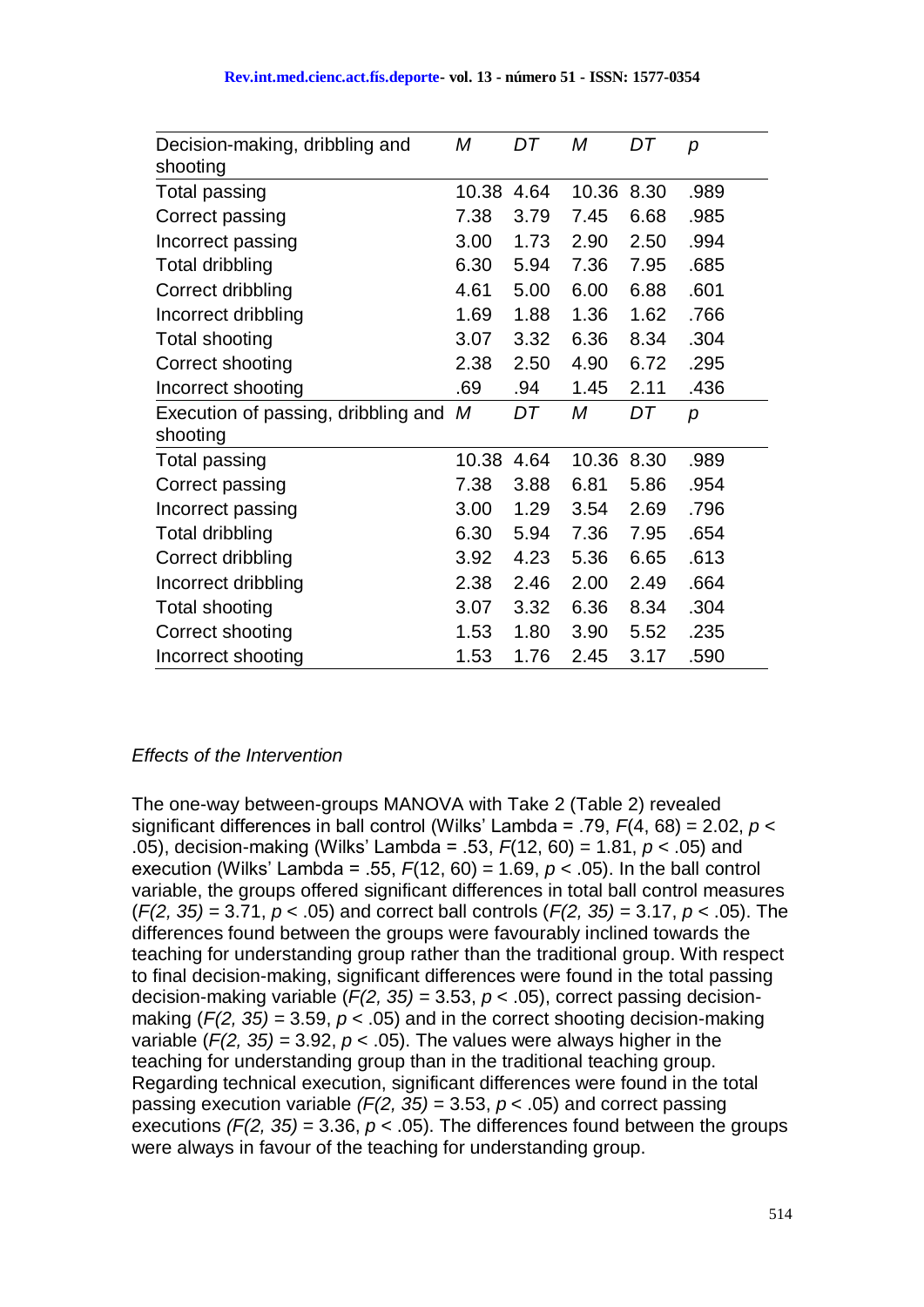| Decision-making, dribbling and shooting | *M* | *DT* | *M* | *DT* | *p* |
|---|---|---|---|---|---|
| Total passing | 10.38 | 4.64 | 10.36 | 8.30 | .989 |
| Correct passing | 7.38 | 3.79 | 7.45 | 6.68 | .985 |
| Incorrect passing | 3.00 | 1.73 | 2.90 | 2.50 | .994 |
| Total dribbling | 6.30 | 5.94 | 7.36 | 7.95 | .685 |
| Correct dribbling | 4.61 | 5.00 | 6.00 | 6.88 | .601 |
| Incorrect dribbling | 1.69 | 1.88 | 1.36 | 1.62 | .766 |
| Total shooting | 3.07 | 3.32 | 6.36 | 8.34 | .304 |
| Correct shooting | 2.38 | 2.50 | 4.90 | 6.72 | .295 |
| Incorrect shooting | .69 | .94 | 1.45 | 2.11 | .436 |
| **Execution of passing, dribbling and shooting** | *M* | *DT* | *M* | *DT* | *p* |
| Total passing | 10.38 | 4.64 | 10.36 | 8.30 | .989 |
| Correct passing | 7.38 | 3.88 | 6.81 | 5.86 | .954 |
| Incorrect passing | 3.00 | 1.29 | 3.54 | 2.69 | .796 |
| Total dribbling | 6.30 | 5.94 | 7.36 | 7.95 | .654 |
| Correct dribbling | 3.92 | 4.23 | 5.36 | 6.65 | .613 |
| Incorrect dribbling | 2.38 | 2.46 | 2.00 | 2.49 | .664 |
| Total shooting | 3.07 | 3.32 | 6.36 | 8.34 | .304 |
| Correct shooting | 1.53 | 1.80 | 3.90 | 5.52 | .235 |
| Incorrect shooting | 1.53 | 1.76 | 2.45 | 3.17 | .590 |

*Effects of the Intervention*

The one-way between-groups MANOVA with Take 2 (Table 2) revealed significant differences in ball control (Wilks' Lambda = .79, $F(4, 68) = 2.02$, $p < .05$), decision-making (Wilks' Lambda = .53, $F(12, 60) = 1.81$, $p < .05$) and execution (Wilks' Lambda = .55, $F(12, 60) = 1.69$, $p < .05$). In the ball control variable, the groups offered significant differences in total ball control measures ($F(2, 35) = 3.71$, $p < .05$) and correct ball controls ($F(2, 35) = 3.17$, $p < .05$). The differences found between the groups were favourably inclined towards the teaching for understanding group rather than the traditional group. With respect to final decision-making, significant differences were found in the total passing decision-making variable ($F(2, 35) = 3.53$, $p < .05$), correct passing decision-making ($F(2, 35) = 3.59$, $p < .05$) and in the correct shooting decision-making variable ($F(2, 35) = 3.92$, $p < .05$). The values were always higher in the teaching for understanding group than in the traditional teaching group. Regarding technical execution, significant differences were found in the total passing execution variable ($F(2, 35) = 3.53$, $p < .05$) and correct passing executions ($F(2, 35) = 3.36$, $p < .05$). The differences found between the groups were always in favour of the teaching for understanding group.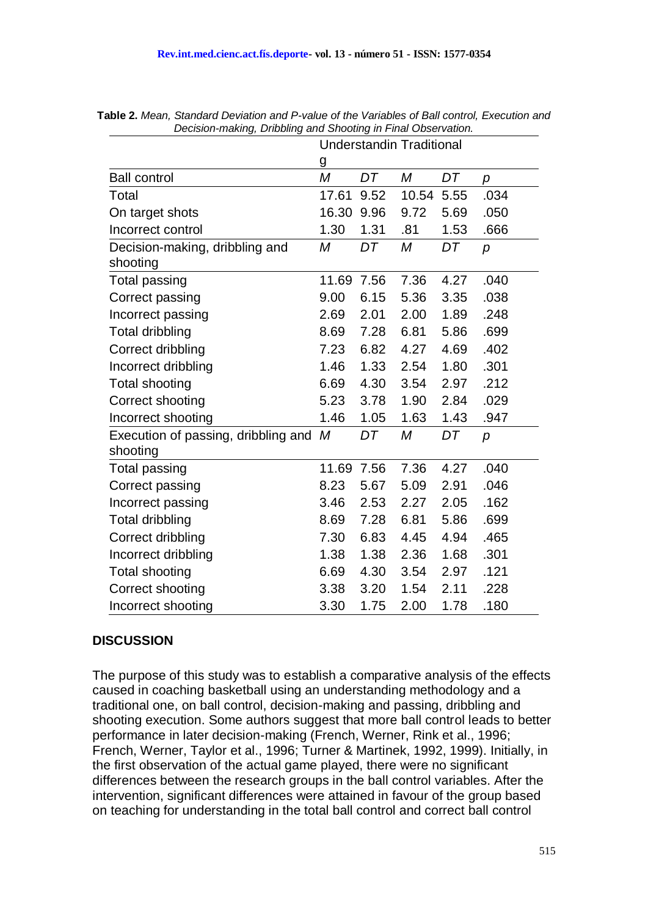**Table 2.** *Mean, Standard Deviation and P-value of the Variables of Ball control, Execution and Decision-making, Dribbling and Shooting in Final Observation.*

| | Understanding | | Traditional | | |
|---|---|---|---|---|---|
| Ball control | *M* | *DT* | *M* | *DT* | *p* |
| Total | 17.61 | 9.52 | 10.54 | 5.55 | .034 |
| On target shots | 16.30 | 9.96 | 9.72 | 5.69 | .050 |
| Incorrect control | 1.30 | 1.31 | .81 | 1.53 | .666 |
| Decision-making, dribbling and shooting | *M* | *DT* | *M* | *DT* | *p* |
| Total passing | 11.69 | 7.56 | 7.36 | 4.27 | .040 |
| Correct passing | 9.00 | 6.15 | 5.36 | 3.35 | .038 |
| Incorrect passing | 2.69 | 2.01 | 2.00 | 1.89 | .248 |
| Total dribbling | 8.69 | 7.28 | 6.81 | 5.86 | .699 |
| Correct dribbling | 7.23 | 6.82 | 4.27 | 4.69 | .402 |
| Incorrect dribbling | 1.46 | 1.33 | 2.54 | 1.80 | .301 |
| Total shooting | 6.69 | 4.30 | 3.54 | 2.97 | .212 |
| Correct shooting | 5.23 | 3.78 | 1.90 | 2.84 | .029 |
| Incorrect shooting | 1.46 | 1.05 | 1.63 | 1.43 | .947 |
| Execution of passing, dribbling and shooting | *M* | *DT* | *M* | *DT* | *p* |
| Total passing | 11.69 | 7.56 | 7.36 | 4.27 | .040 |
| Correct passing | 8.23 | 5.67 | 5.09 | 2.91 | .046 |
| Incorrect passing | 3.46 | 2.53 | 2.27 | 2.05 | .162 |
| Total dribbling | 8.69 | 7.28 | 6.81 | 5.86 | .699 |
| Correct dribbling | 7.30 | 6.83 | 4.45 | 4.94 | .465 |
| Incorrect dribbling | 1.38 | 1.38 | 2.36 | 1.68 | .301 |
| Total shooting | 6.69 | 4.30 | 3.54 | 2.97 | .121 |
| Correct shooting | 3.38 | 3.20 | 1.54 | 2.11 | .228 |
| Incorrect shooting | 3.30 | 1.75 | 2.00 | 1.78 | .180 |

## DISCUSSION

The purpose of this study was to establish a comparative analysis of the effects caused in coaching basketball using an understanding methodology and a traditional one, on ball control, decision-making and passing, dribbling and shooting execution. Some authors suggest that more ball control leads to better performance in later decision-making (French, Werner, Rink et al., 1996; French, Werner, Taylor et al., 1996; Turner & Martinek, 1992, 1999). Initially, in the first observation of the actual game played, there were no significant differences between the research groups in the ball control variables. After the intervention, significant differences were attained in favour of the group based on teaching for understanding in the total ball control and correct ball control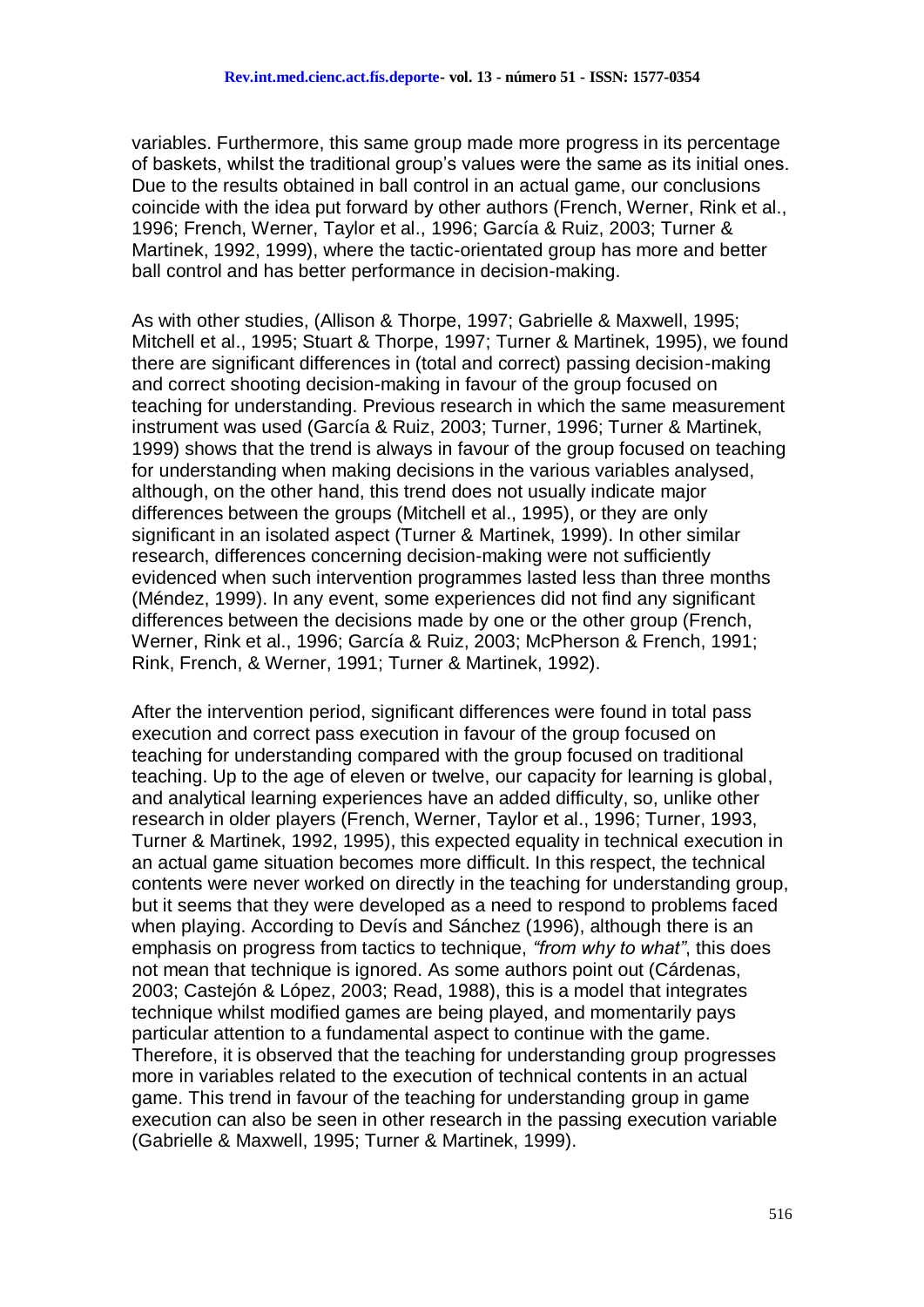variables. Furthermore, this same group made more progress in its percentage of baskets, whilst the traditional group's values were the same as its initial ones. Due to the results obtained in ball control in an actual game, our conclusions coincide with the idea put forward by other authors (French, Werner, Rink et al., 1996; French, Werner, Taylor et al., 1996; García & Ruiz, 2003; Turner & Martinek, 1992, 1999), where the tactic-orientated group has more and better ball control and has better performance in decision-making.

As with other studies, (Allison & Thorpe, 1997; Gabrielle & Maxwell, 1995; Mitchell et al., 1995; Stuart & Thorpe, 1997; Turner & Martinek, 1995), we found there are significant differences in (total and correct) passing decision-making and correct shooting decision-making in favour of the group focused on teaching for understanding. Previous research in which the same measurement instrument was used (García & Ruiz, 2003; Turner, 1996; Turner & Martinek, 1999) shows that the trend is always in favour of the group focused on teaching for understanding when making decisions in the various variables analysed, although, on the other hand, this trend does not usually indicate major differences between the groups (Mitchell et al., 1995), or they are only significant in an isolated aspect (Turner & Martinek, 1999). In other similar research, differences concerning decision-making were not sufficiently evidenced when such intervention programmes lasted less than three months (Méndez, 1999). In any event, some experiences did not find any significant differences between the decisions made by one or the other group (French, Werner, Rink et al., 1996; García & Ruiz, 2003; McPherson & French, 1991; Rink, French, & Werner, 1991; Turner & Martinek, 1992).

After the intervention period, significant differences were found in total pass execution and correct pass execution in favour of the group focused on teaching for understanding compared with the group focused on traditional teaching. Up to the age of eleven or twelve, our capacity for learning is global, and analytical learning experiences have an added difficulty, so, unlike other research in older players (French, Werner, Taylor et al., 1996; Turner, 1993, Turner & Martinek, 1992, 1995), this expected equality in technical execution in an actual game situation becomes more difficult. In this respect, the technical contents were never worked on directly in the teaching for understanding group, but it seems that they were developed as a need to respond to problems faced when playing. According to Devís and Sánchez (1996), although there is an emphasis on progress from tactics to technique, *"from why to what"*, this does not mean that technique is ignored. As some authors point out (Cárdenas, 2003; Castejón & López, 2003; Read, 1988), this is a model that integrates technique whilst modified games are being played, and momentarily pays particular attention to a fundamental aspect to continue with the game. Therefore, it is observed that the teaching for understanding group progresses more in variables related to the execution of technical contents in an actual game. This trend in favour of the teaching for understanding group in game execution can also be seen in other research in the passing execution variable (Gabrielle & Maxwell, 1995; Turner & Martinek, 1999).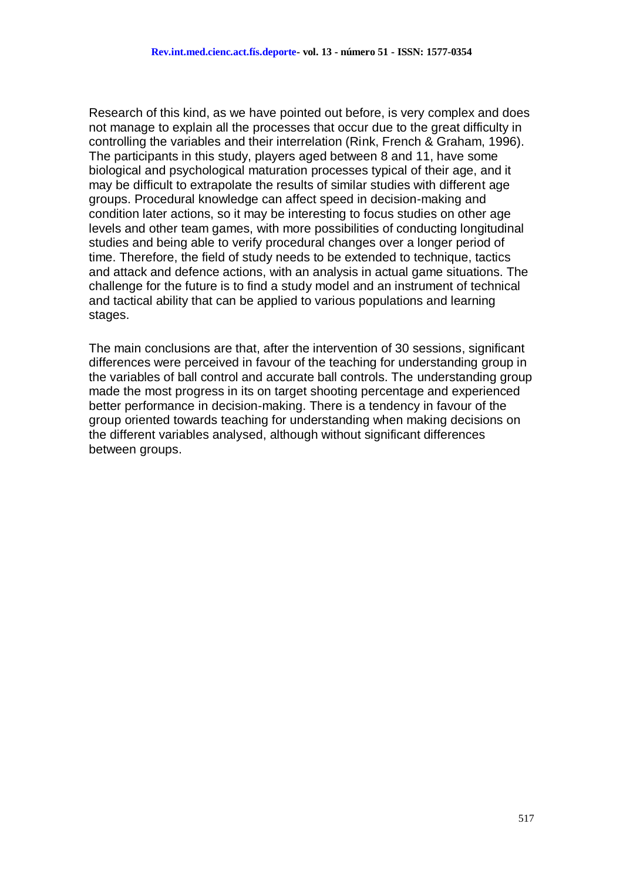Research of this kind, as we have pointed out before, is very complex and does not manage to explain all the processes that occur due to the great difficulty in controlling the variables and their interrelation (Rink, French & Graham, 1996). The participants in this study, players aged between 8 and 11, have some biological and psychological maturation processes typical of their age, and it may be difficult to extrapolate the results of similar studies with different age groups. Procedural knowledge can affect speed in decision-making and condition later actions, so it may be interesting to focus studies on other age levels and other team games, with more possibilities of conducting longitudinal studies and being able to verify procedural changes over a longer period of time. Therefore, the field of study needs to be extended to technique, tactics and attack and defence actions, with an analysis in actual game situations. The challenge for the future is to find a study model and an instrument of technical and tactical ability that can be applied to various populations and learning stages.

The main conclusions are that, after the intervention of 30 sessions, significant differences were perceived in favour of the teaching for understanding group in the variables of ball control and accurate ball controls. The understanding group made the most progress in its on target shooting percentage and experienced better performance in decision-making. There is a tendency in favour of the group oriented towards teaching for understanding when making decisions on the different variables analysed, although without significant differences between groups.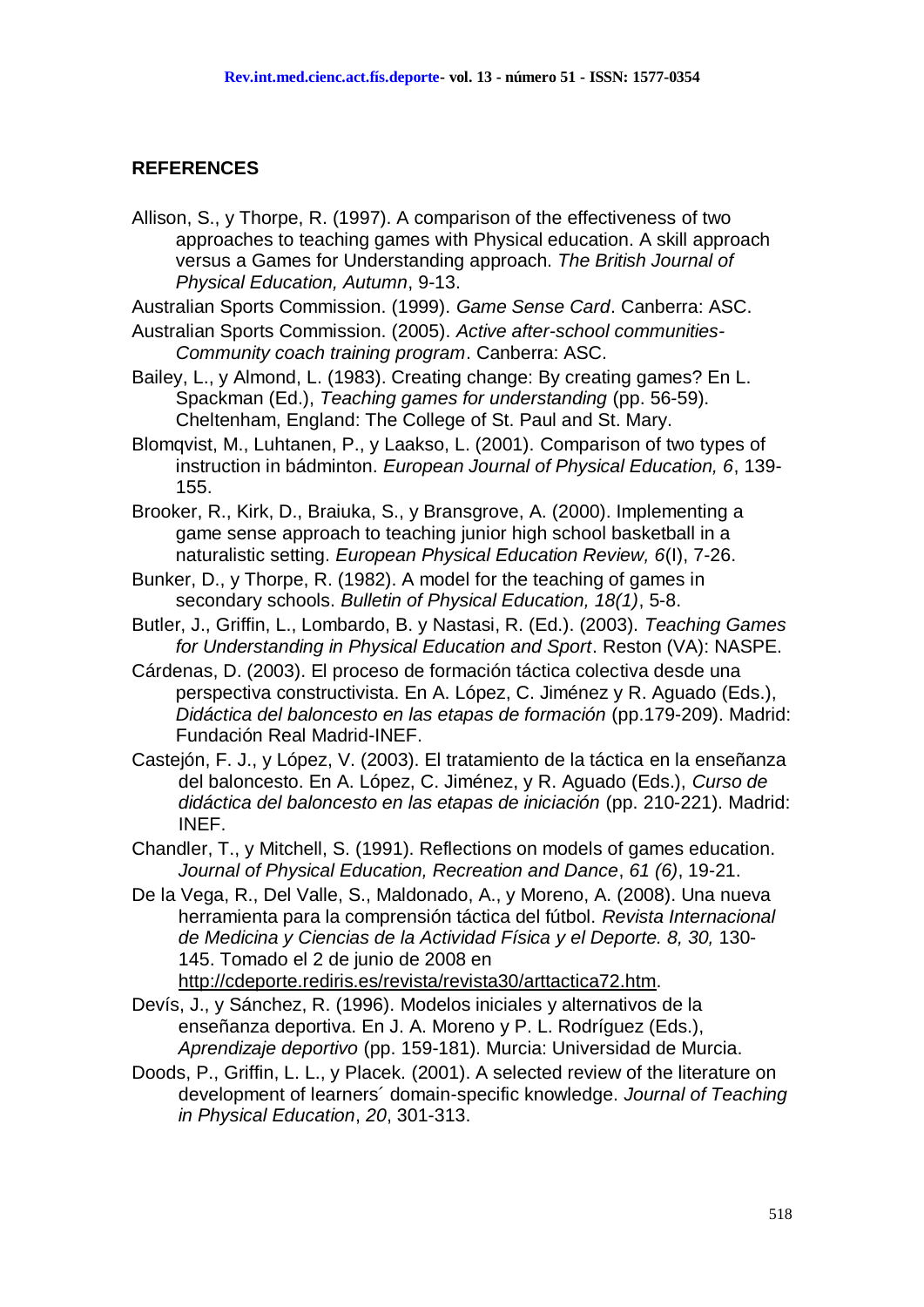## REFERENCES

Allison, S., y Thorpe, R. (1997). A comparison of the effectiveness of two approaches to teaching games with Physical education. A skill approach versus a Games for Understanding approach. *The British Journal of Physical Education, Autumn*, 9-13.

Australian Sports Commission. (1999). *Game Sense Card*. Canberra: ASC.

Australian Sports Commission. (2005). *Active after-school communities-Community coach training program*. Canberra: ASC.

Bailey, L., y Almond, L. (1983). Creating change: By creating games? En L. Spackman (Ed.), *Teaching games for understanding* (pp. 56-59). Cheltenham, England: The College of St. Paul and St. Mary.

Blomqvist, M., Luhtanen, P., y Laakso, L. (2001). Comparison of two types of instruction in bádminton. *European Journal of Physical Education, 6*, 139-155.

Brooker, R., Kirk, D., Braiuka, S., y Bransgrove, A. (2000). Implementing a game sense approach to teaching junior high school basketball in a naturalistic setting. *European Physical Education Review, 6*(I), 7-26.

Bunker, D., y Thorpe, R. (1982). A model for the teaching of games in secondary schools. *Bulletin of Physical Education, 18(1)*, 5-8.

Butler, J., Griffin, L., Lombardo, B. y Nastasi, R. (Ed.). (2003). *Teaching Games for Understanding in Physical Education and Sport*. Reston (VA): NASPE.

Cárdenas, D. (2003). El proceso de formación táctica colectiva desde una perspectiva constructivista. En A. López, C. Jiménez y R. Aguado (Eds.), *Didáctica del baloncesto en las etapas de formación* (pp.179-209). Madrid: Fundación Real Madrid-INEF.

Castejón, F. J., y López, V. (2003). El tratamiento de la táctica en la enseñanza del baloncesto. En A. López, C. Jiménez, y R. Aguado (Eds.), *Curso de didáctica del baloncesto en las etapas de iniciación* (pp. 210-221). Madrid: INEF.

Chandler, T., y Mitchell, S. (1991). Reflections on models of games education. *Journal of Physical Education, Recreation and Dance*, *61 (6)*, 19-21.

De la Vega, R., Del Valle, S., Maldonado, A., y Moreno, A. (2008). Una nueva herramienta para la comprensión táctica del fútbol. *Revista Internacional de Medicina y Ciencias de la Actividad Física y el Deporte. 8, 30,* 130-145. Tomado el 2 de junio de 2008 en http://cdeporte.rediris.es/revista/revista30/arttactica72.htm.

Devís, J., y Sánchez, R. (1996). Modelos iniciales y alternativos de la enseñanza deportiva. En J. A. Moreno y P. L. Rodríguez (Eds.), *Aprendizaje deportivo* (pp. 159-181). Murcia: Universidad de Murcia.

Doods, P., Griffin, L. L., y Placek. (2001). A selected review of the literature on development of learners´ domain-specific knowledge. *Journal of Teaching in Physical Education*, *20*, 301-313.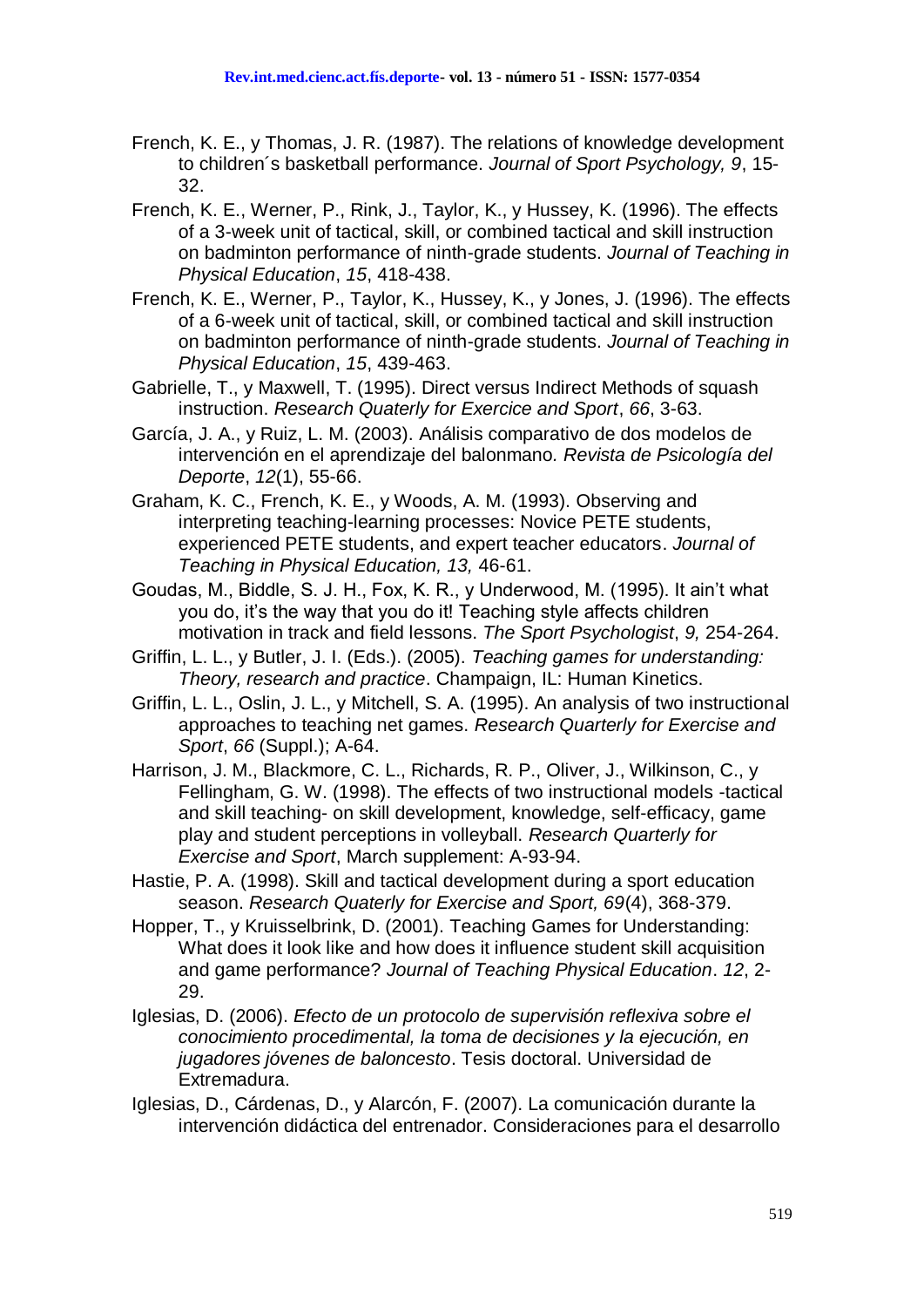French, K. E., y Thomas, J. R. (1987). The relations of knowledge development to children´s basketball performance. *Journal of Sport Psychology, 9*, 15-32.

French, K. E., Werner, P., Rink, J., Taylor, K., y Hussey, K. (1996). The effects of a 3-week unit of tactical, skill, or combined tactical and skill instruction on badminton performance of ninth-grade students. *Journal of Teaching in Physical Education*, *15*, 418-438.

French, K. E., Werner, P., Taylor, K., Hussey, K., y Jones, J. (1996). The effects of a 6-week unit of tactical, skill, or combined tactical and skill instruction on badminton performance of ninth-grade students. *Journal of Teaching in Physical Education*, *15*, 439-463.

Gabrielle, T., y Maxwell, T. (1995). Direct versus Indirect Methods of squash instruction. *Research Quaterly for Exercice and Sport*, *66*, 3-63.

García, J. A., y Ruiz, L. M. (2003). Análisis comparativo de dos modelos de intervención en el aprendizaje del balonmano. *Revista de Psicología del Deporte*, *12*(1), 55-66.

Graham, K. C., French, K. E., y Woods, A. M. (1993). Observing and interpreting teaching-learning processes: Novice PETE students, experienced PETE students, and expert teacher educators. *Journal of Teaching in Physical Education, 13,* 46-61.

Goudas, M., Biddle, S. J. H., Fox, K. R., y Underwood, M. (1995). It ain't what you do, it's the way that you do it! Teaching style affects children motivation in track and field lessons. *The Sport Psychologist*, *9,* 254-264.

Griffin, L. L., y Butler, J. I. (Eds.). (2005). *Teaching games for understanding: Theory, research and practice*. Champaign, IL: Human Kinetics.

Griffin, L. L., Oslin, J. L., y Mitchell, S. A. (1995). An analysis of two instructional approaches to teaching net games. *Research Quarterly for Exercise and Sport*, *66* (Suppl.); A-64.

Harrison, J. M., Blackmore, C. L., Richards, R. P., Oliver, J., Wilkinson, C., y Fellingham, G. W. (1998). The effects of two instructional models -tactical and skill teaching- on skill development, knowledge, self-efficacy, game play and student perceptions in volleyball. *Research Quarterly for Exercise and Sport*, March supplement: A-93-94.

Hastie, P. A. (1998). Skill and tactical development during a sport education season. *Research Quaterly for Exercise and Sport, 69*(4), 368-379.

Hopper, T., y Kruisselbrink, D. (2001). Teaching Games for Understanding: What does it look like and how does it influence student skill acquisition and game performance? *Journal of Teaching Physical Education*. *12*, 2-29.

Iglesias, D. (2006). *Efecto de un protocolo de supervisión reflexiva sobre el conocimiento procedimental, la toma de decisiones y la ejecución, en jugadores jóvenes de baloncesto*. Tesis doctoral. Universidad de Extremadura.

Iglesias, D., Cárdenas, D., y Alarcón, F. (2007). La comunicación durante la intervención didáctica del entrenador. Consideraciones para el desarrollo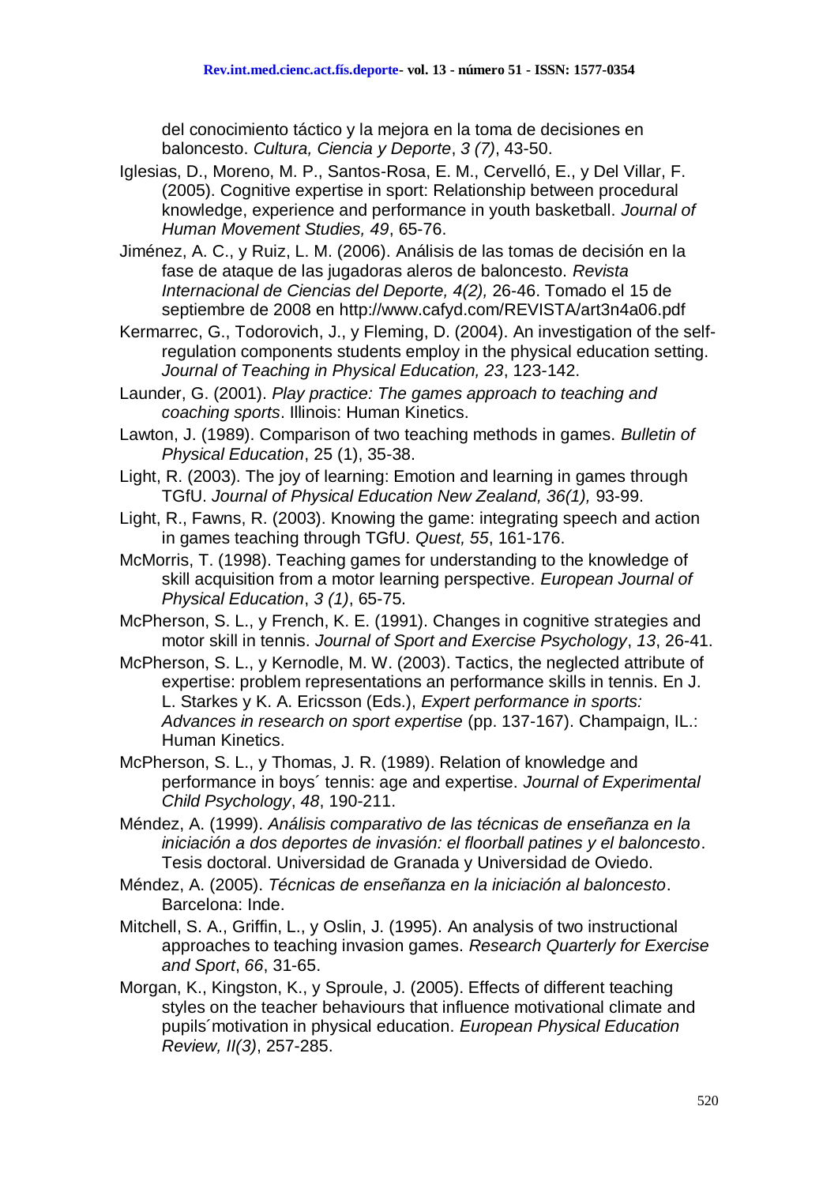del conocimiento táctico y la mejora en la toma de decisiones en baloncesto. *Cultura, Ciencia y Deporte*, *3 (7)*, 43-50.

Iglesias, D., Moreno, M. P., Santos-Rosa, E. M., Cervelló, E., y Del Villar, F. (2005). Cognitive expertise in sport: Relationship between procedural knowledge, experience and performance in youth basketball. *Journal of Human Movement Studies, 49*, 65-76.

Jiménez, A. C., y Ruiz, L. M. (2006). Análisis de las tomas de decisión en la fase de ataque de las jugadoras aleros de baloncesto. *Revista Internacional de Ciencias del Deporte, 4(2),* 26-46. Tomado el 15 de septiembre de 2008 en http://www.cafyd.com/REVISTA/art3n4a06.pdf

Kermarrec, G., Todorovich, J., y Fleming, D. (2004). An investigation of the self-regulation components students employ in the physical education setting. *Journal of Teaching in Physical Education, 23*, 123-142.

Launder, G. (2001). *Play practice: The games approach to teaching and coaching sports*. Illinois: Human Kinetics.

Lawton, J. (1989). Comparison of two teaching methods in games. *Bulletin of Physical Education*, 25 (1), 35-38.

Light, R. (2003). The joy of learning: Emotion and learning in games through TGfU. *Journal of Physical Education New Zealand, 36(1),* 93-99.

Light, R., Fawns, R. (2003). Knowing the game: integrating speech and action in games teaching through TGfU. *Quest, 55*, 161-176.

McMorris, T. (1998). Teaching games for understanding to the knowledge of skill acquisition from a motor learning perspective. *European Journal of Physical Education*, *3 (1)*, 65-75.

McPherson, S. L., y French, K. E. (1991). Changes in cognitive strategies and motor skill in tennis. *Journal of Sport and Exercise Psychology*, *13*, 26-41.

McPherson, S. L., y Kernodle, M. W. (2003). Tactics, the neglected attribute of expertise: problem representations an performance skills in tennis. En J. L. Starkes y K. A. Ericsson (Eds.), *Expert performance in sports: Advances in research on sport expertise* (pp. 137-167). Champaign, IL.: Human Kinetics.

McPherson, S. L., y Thomas, J. R. (1989). Relation of knowledge and performance in boys´ tennis: age and expertise. *Journal of Experimental Child Psychology*, *48*, 190-211.

Méndez, A. (1999). *Análisis comparativo de las técnicas de enseñanza en la iniciación a dos deportes de invasión: el floorball patines y el baloncesto*. Tesis doctoral. Universidad de Granada y Universidad de Oviedo.

Méndez, A. (2005). *Técnicas de enseñanza en la iniciación al baloncesto*. Barcelona: Inde.

Mitchell, S. A., Griffin, L., y Oslin, J. (1995). An analysis of two instructional approaches to teaching invasion games. *Research Quarterly for Exercise and Sport*, *66*, 31-65.

Morgan, K., Kingston, K., y Sproule, J. (2005). Effects of different teaching styles on the teacher behaviours that influence motivational climate and pupils´motivation in physical education. *European Physical Education Review, II(3)*, 257-285.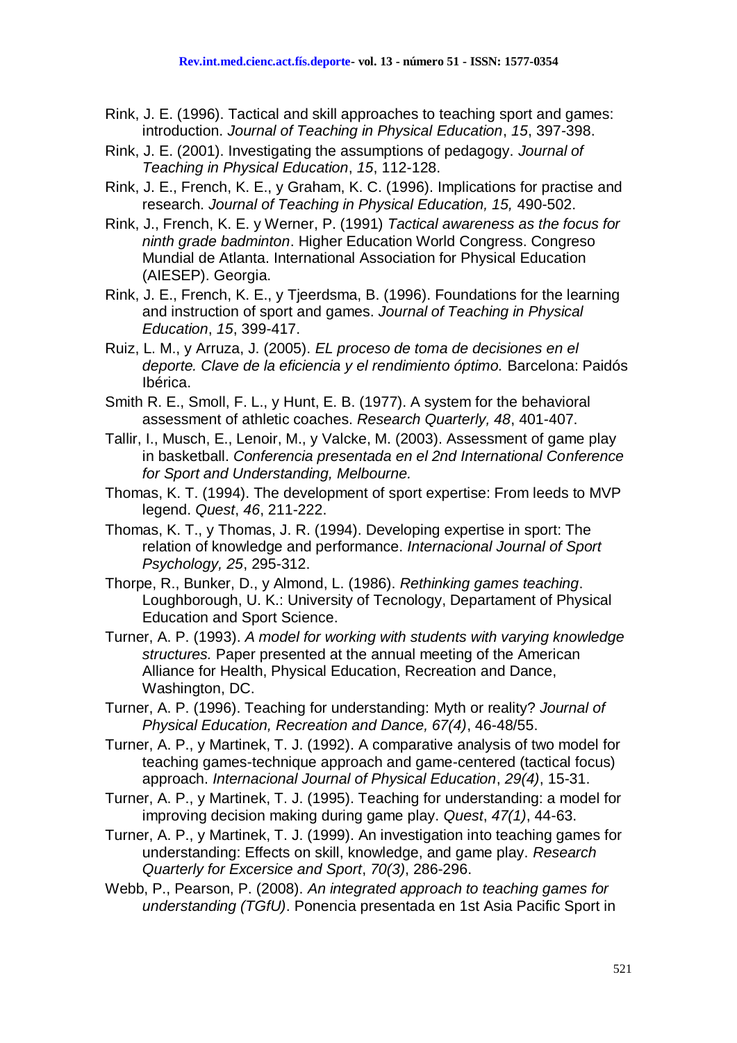Rink, J. E. (1996). Tactical and skill approaches to teaching sport and games: introduction. *Journal of Teaching in Physical Education*, *15*, 397-398.

Rink, J. E. (2001). Investigating the assumptions of pedagogy. *Journal of Teaching in Physical Education*, *15*, 112-128.

Rink, J. E., French, K. E., y Graham, K. C. (1996). Implications for practise and research. *Journal of Teaching in Physical Education, 15,* 490-502.

Rink, J., French, K. E. y Werner, P. (1991) *Tactical awareness as the focus for ninth grade badminton*. Higher Education World Congress. Congreso Mundial de Atlanta. International Association for Physical Education (AIESEP). Georgia.

Rink, J. E., French, K. E., y Tjeerdsma, B. (1996). Foundations for the learning and instruction of sport and games. *Journal of Teaching in Physical Education*, *15*, 399-417.

Ruiz, L. M., y Arruza, J. (2005). *EL proceso de toma de decisiones en el deporte. Clave de la eficiencia y el rendimiento óptimo.* Barcelona: Paidós Ibérica.

Smith R. E., Smoll, F. L., y Hunt, E. B. (1977). A system for the behavioral assessment of athletic coaches. *Research Quarterly, 48*, 401-407.

Tallir, I., Musch, E., Lenoir, M., y Valcke, M. (2003). Assessment of game play in basketball. *Conferencia presentada en el 2nd International Conference for Sport and Understanding, Melbourne.*

Thomas, K. T. (1994). The development of sport expertise: From leeds to MVP legend. *Quest*, *46*, 211-222.

Thomas, K. T., y Thomas, J. R. (1994). Developing expertise in sport: The relation of knowledge and performance. *Internacional Journal of Sport Psychology, 25*, 295-312.

Thorpe, R., Bunker, D., y Almond, L. (1986). *Rethinking games teaching*. Loughborough, U. K.: University of Tecnology, Departament of Physical Education and Sport Science.

Turner, A. P. (1993). *A model for working with students with varying knowledge structures.* Paper presented at the annual meeting of the American Alliance for Health, Physical Education, Recreation and Dance, Washington, DC.

Turner, A. P. (1996). Teaching for understanding: Myth or reality? *Journal of Physical Education, Recreation and Dance, 67(4)*, 46-48/55.

Turner, A. P., y Martinek, T. J. (1992). A comparative analysis of two model for teaching games-technique approach and game-centered (tactical focus) approach. *Internacional Journal of Physical Education*, *29(4)*, 15-31.

Turner, A. P., y Martinek, T. J. (1995). Teaching for understanding: a model for improving decision making during game play. *Quest*, *47(1)*, 44-63.

Turner, A. P., y Martinek, T. J. (1999). An investigation into teaching games for understanding: Effects on skill, knowledge, and game play. *Research Quarterly for Excersice and Sport*, *70(3)*, 286-296.

Webb, P., Pearson, P. (2008). *An integrated approach to teaching games for understanding (TGfU)*. Ponencia presentada en 1st Asia Pacific Sport in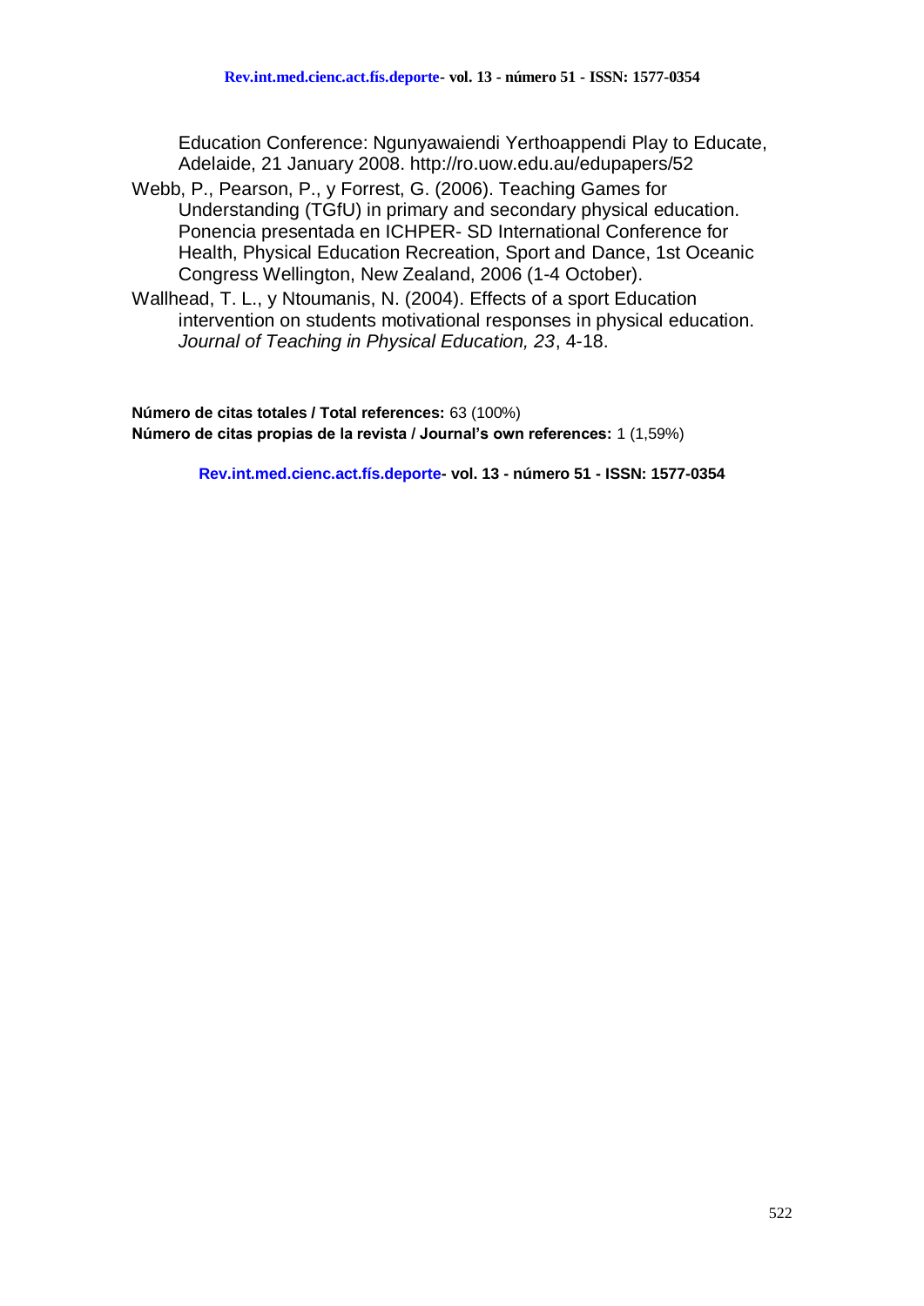Education Conference: Ngunyawaiendi Yerthoappendi Play to Educate, Adelaide, 21 January 2008. http://ro.uow.edu.au/edupapers/52

Webb, P., Pearson, P., y Forrest, G. (2006). Teaching Games for Understanding (TGfU) in primary and secondary physical education. Ponencia presentada en ICHPER- SD International Conference for Health, Physical Education Recreation, Sport and Dance, 1st Oceanic Congress Wellington, New Zealand, 2006 (1-4 October).

Wallhead, T. L., y Ntoumanis, N. (2004). Effects of a sport Education intervention on students motivational responses in physical education. *Journal of Teaching in Physical Education, 23*, 4-18.

**Número de citas totales / Total references:** 63 (100%)
**Número de citas propias de la revista / Journal's own references:** 1 (1,59%)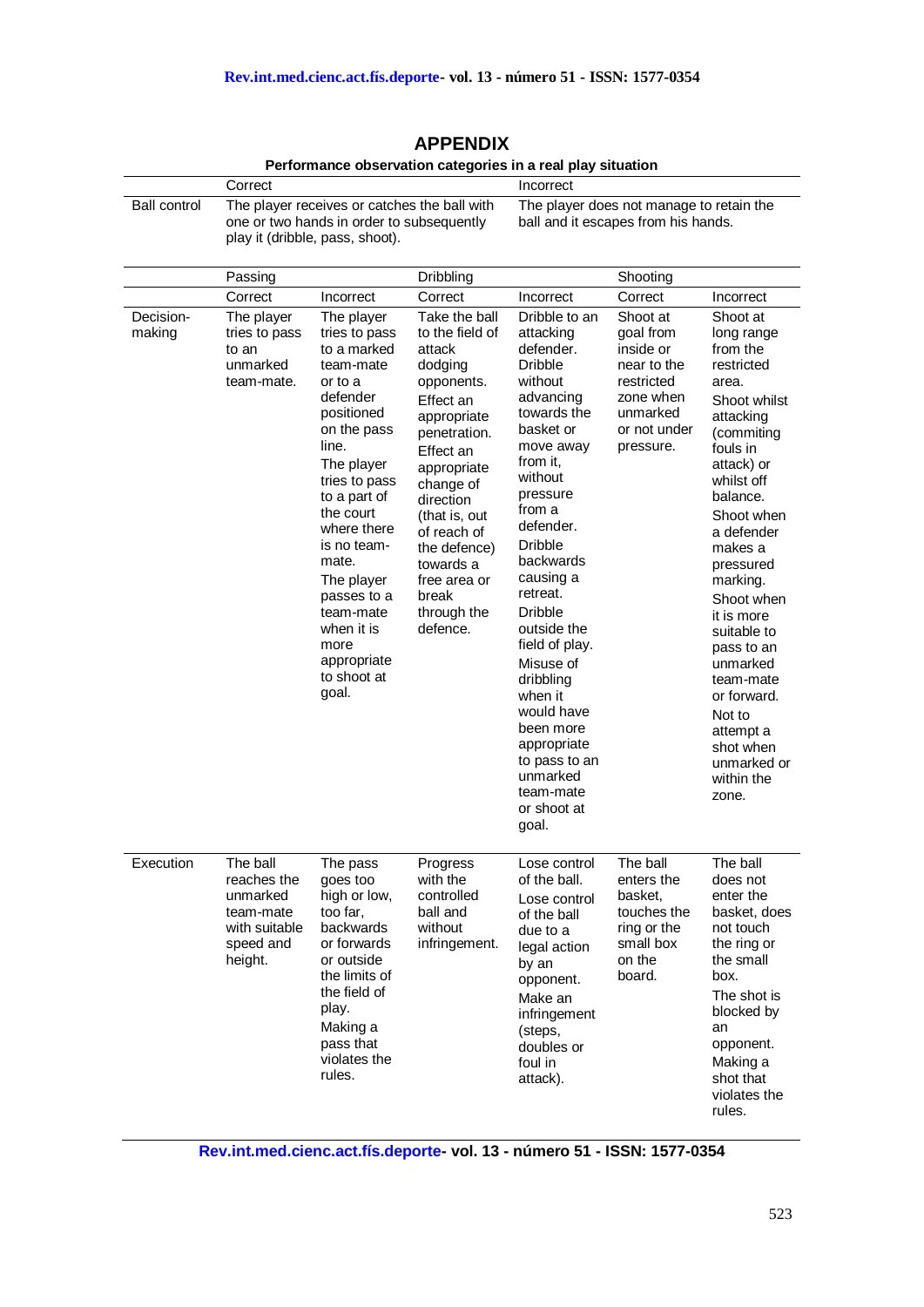# APPENDIX

**Performance observation categories in a real play situation**

| | Correct | Incorrect |
|---|---|---|
| Ball control | The player receives or catches the ball with one or two hands in order to subsequently play it (dribble, pass, shoot). | The player does not manage to retain the ball and it escapes from his hands. |

| | Passing | | Dribbling | | Shooting | |
|---|---|---|---|---|---|---|
| | Correct | Incorrect | Correct | Incorrect | Correct | Incorrect |
| Decision-making | The player tries to pass to an unmarked team-mate. | The player tries to pass to a marked team-mate or to a defender positioned on the pass line. The player tries to pass to a part of the court where there is no team-mate. The player passes to a team-mate when it is more appropriate to shoot at goal. | Take the ball to the field of attack dodging opponents. Effect an appropriate penetration. Effect an appropriate change of direction (that is, out of reach of the defence) towards a free area or break through the defence. | Dribble to an attacking defender. Dribble without advancing towards the basket or move away from it, without pressure from a defender. Dribble backwards causing a retreat. Dribble outside the field of play. Misuse of dribbling when it would have been more appropriate to pass to an unmarked team-mate or shoot at goal. | Shoot at goal from inside or near to the restricted zone when unmarked or not under pressure. | Shoot at long range from the restricted area. Shoot whilst attacking (commiting fouls in attack) or whilst off balance. Shoot when a defender makes a pressured marking. Shoot when it is more suitable to pass to an unmarked team-mate or forward. Not to attempt a shot when unmarked or within the zone. |
| Execution | The ball reaches the unmarked team-mate with suitable speed and height. | The pass goes too high or low, too far, backwards or forwards or outside the limits of the field of play. Making a pass that violates the rules. | Progress with the controlled ball and without infringement. | Lose control of the ball. Lose control of the ball due to a legal action by an opponent. Make an infringement (steps, doubles or foul in attack). | The ball enters the basket, touches the ring or the small box on the board. | The ball does not enter the basket, does not touch the ring or the small box. The shot is blocked by an opponent. Making a shot that violates the rules. |